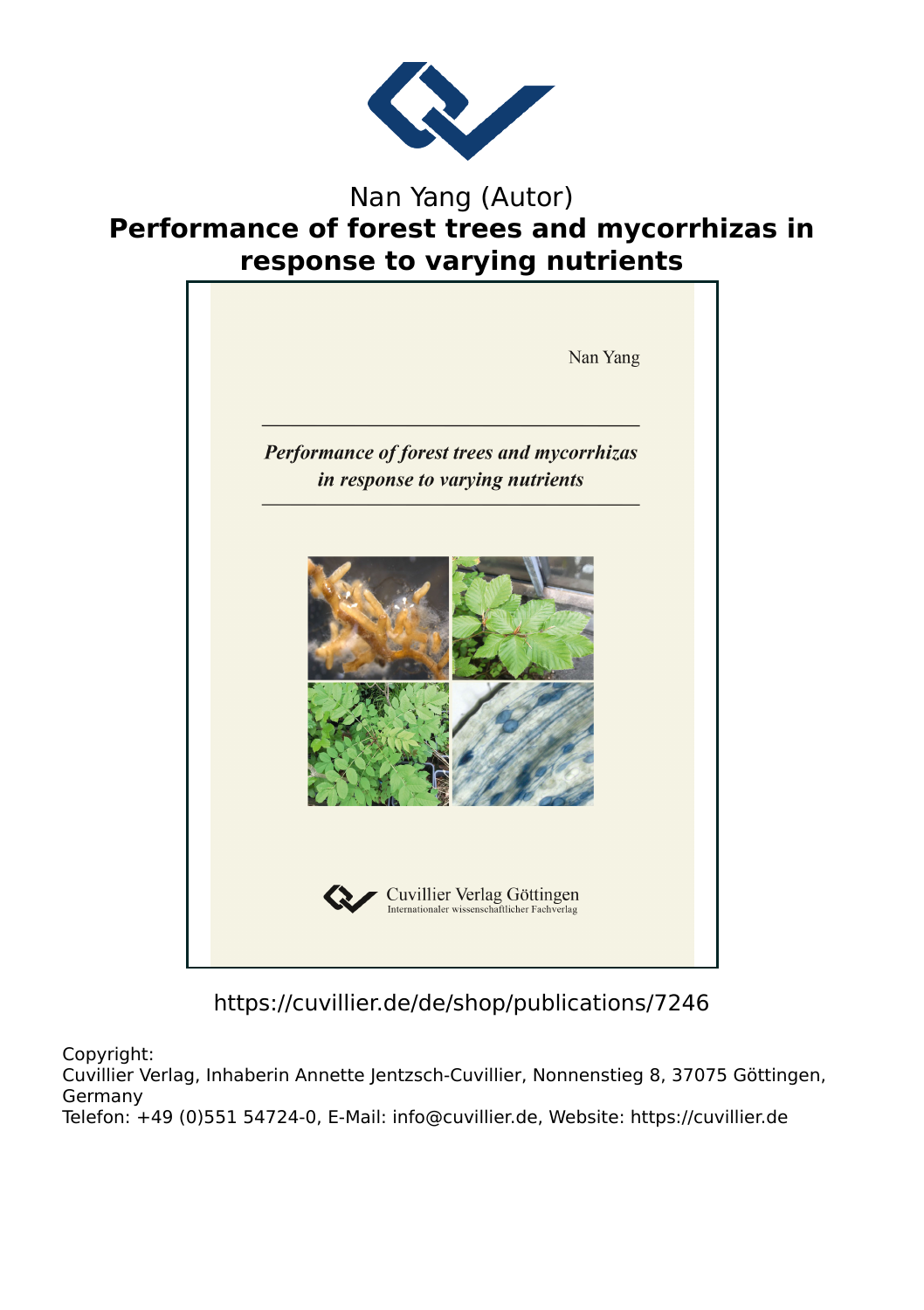Nan Yang (Autor)

# Performance of forest trees and mycorrhizas in response to varying nutrients

Nan Yang

*Performance of forest trees and mycorrhizas in response to varying nutrients*

Cuvillier Verlag Göttingen
Internationaler wissenschaftlicher Fachverlag

https://cuvillier.de/de/shop/publications/7246

Copyright:
Cuvillier Verlag, Inhaberin Annette Jentzsch-Cuvillier, Nonnenstieg 8, 37075 Göttingen, Germany
Telefon: +49 (0)551 54724-0, E-Mail: info@cuvillier.de, Website: https://cuvillier.de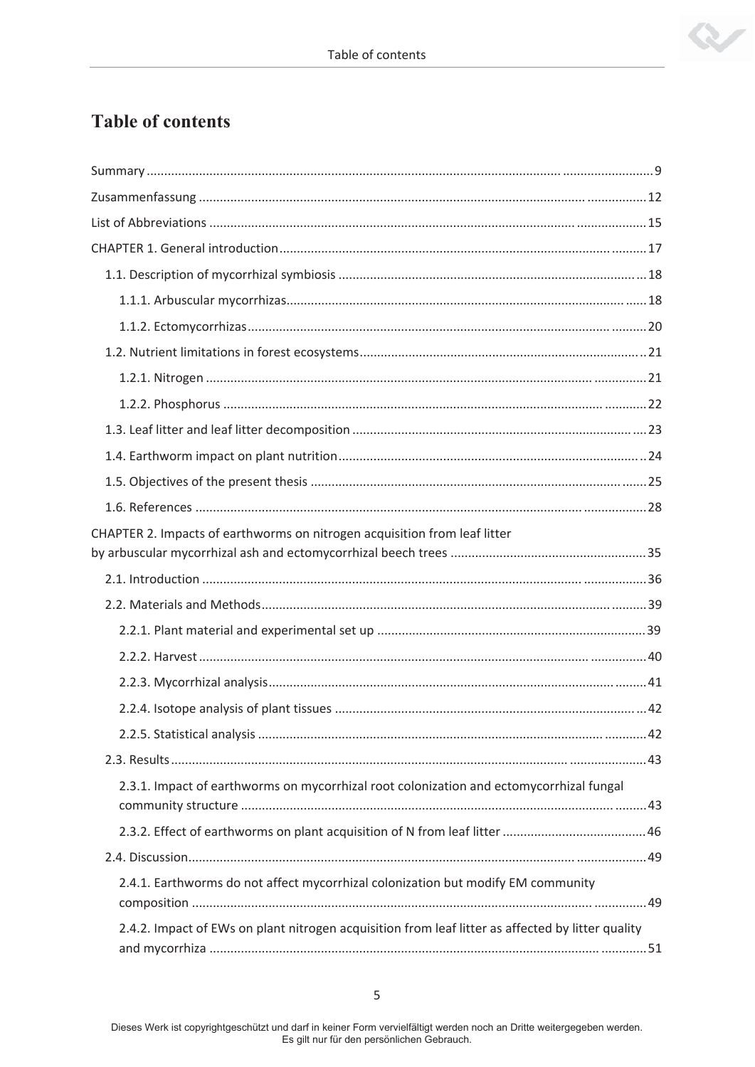# Table of contents

Summary ... 9

Zusammenfassung ... 12

List of Abbreviations ... 15

CHAPTER 1. General introduction ... 17

- 1.1. Description of mycorrhizal symbiosis ... 18
  - 1.1.1. Arbuscular mycorrhizas ... 18
  - 1.1.2. Ectomycorrhizas ... 20
- 1.2. Nutrient limitations in forest ecosystems ... 21
  - 1.2.1. Nitrogen ... 21
  - 1.2.2. Phosphorus ... 22
- 1.3. Leaf litter and leaf litter decomposition ... 23
- 1.4. Earthworm impact on plant nutrition ... 24
- 1.5. Objectives of the present thesis ... 25
- 1.6. References ... 28

CHAPTER 2. Impacts of earthworms on nitrogen acquisition from leaf litter by arbuscular mycorrhizal ash and ectomycorrhizal beech trees ... 35

- 2.1. Introduction ... 36
- 2.2. Materials and Methods ... 39
  - 2.2.1. Plant material and experimental set up ... 39
  - 2.2.2. Harvest ... 40
  - 2.2.3. Mycorrhizal analysis ... 41
  - 2.2.4. Isotope analysis of plant tissues ... 42
  - 2.2.5. Statistical analysis ... 42
- 2.3. Results ... 43
  - 2.3.1. Impact of earthworms on mycorrhizal root colonization and ectomycorrhizal fungal community structure ... 43
  - 2.3.2. Effect of earthworms on plant acquisition of N from leaf litter ... 46
- 2.4. Discussion ... 49
  - 2.4.1. Earthworms do not affect mycorrhizal colonization but modify EM community composition ... 49
  - 2.4.2. Impact of EWs on plant nitrogen acquisition from leaf litter as affected by litter quality and mycorrhiza ... 51

Dieses Werk ist copyrightgeschützt und darf in keiner Form vervielfältigt werden noch an Dritte weitergegeben werden.
Es gilt nur für den persönlichen Gebrauch.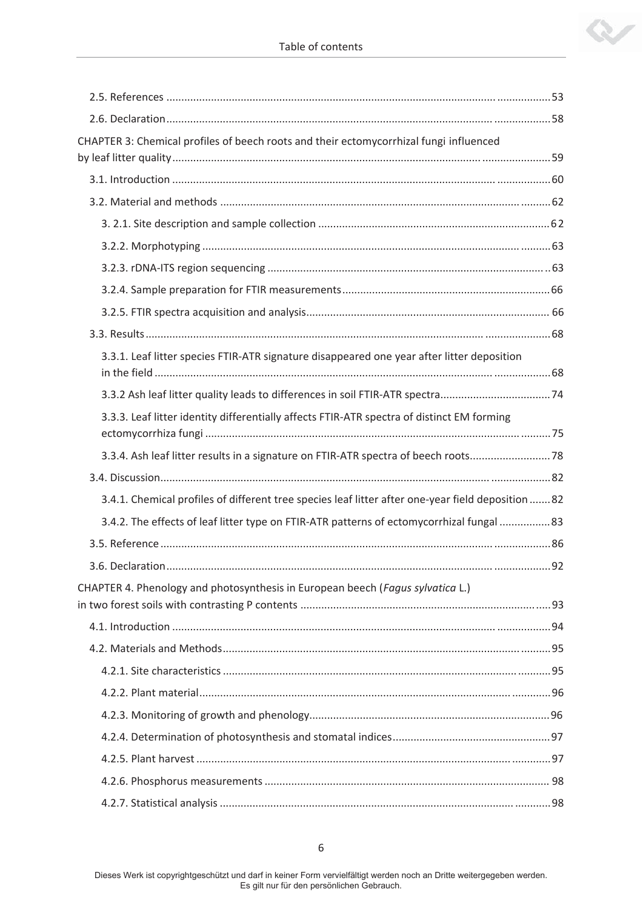2.5. References .................................................................................................................53

2.6. Declaration ...............................................................................................................58

CHAPTER 3: Chemical profiles of beech roots and their ectomycorrhizal fungi influenced by leaf litter quality .............................................................................................................59

3.1. Introduction .............................................................................................................60

3.2. Material and methods ..............................................................................................62

3. 2.1. Site description and sample collection .............................................................62

3.2.2. Morphotyping ....................................................................................................63

3.2.3. rDNA-ITS region sequencing .............................................................................63

3.2.4. Sample preparation for FTIR measurements .....................................................66

3.2.5. FTIR spectra acquisition and analysis................................................................ 66

3.3. Results .....................................................................................................................68

3.3.1. Leaf litter species FTIR-ATR signature disappeared one year after litter deposition in the field ...................................................................................................................68

3.3.2 Ash leaf litter quality leads to differences in soil FTIR-ATR spectra.....................................74

3.3.3. Leaf litter identity differentially affects FTIR-ATR spectra of distinct EM forming ectomycorrhiza fungi ...................................................................................................75

3.3.4. Ash leaf litter results in a signature on FTIR-ATR spectra of beech roots...........................78

3.4. Discussion.................................................................................................................82

3.4.1. Chemical profiles of different tree species leaf litter after one-year field deposition .......82

3.4.2. The effects of leaf litter type on FTIR-ATR patterns of ectomycorrhizal fungal .................83

3.5. Reference .................................................................................................................86

3.6. Declaration ...............................................................................................................92

CHAPTER 4. Phenology and photosynthesis in European beech (*Fagus sylvatica* L.) in two forest soils with contrasting P contents .................................................................................93

4.1. Introduction .............................................................................................................94

4.2. Materials and Methods.............................................................................................95

4.2.1. Site characteristics .............................................................................................95

4.2.2. Plant material.....................................................................................................96

4.2.3. Monitoring of growth and phenology................................................................96

4.2.4. Determination of photosynthesis and stomatal indices.....................................97

4.2.5. Plant harvest ......................................................................................................97

4.2.6. Phosphorus measurements ............................................................................... 98

4.2.7. Statistical analysis ..............................................................................................98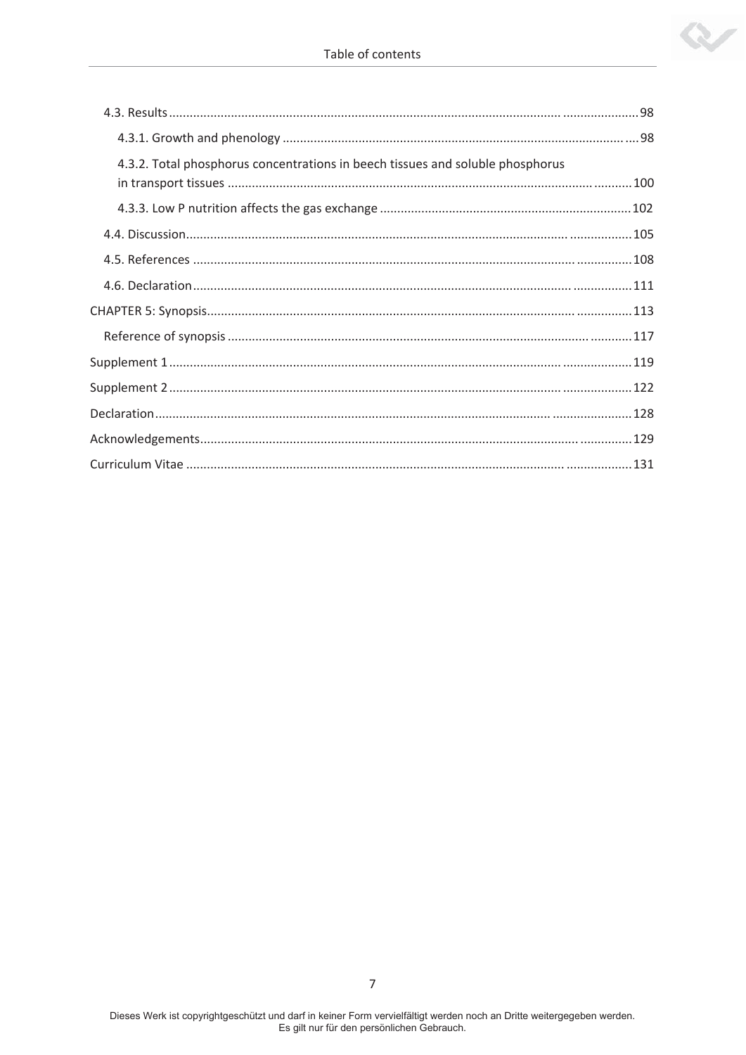4.3. Results ........................................................................................................................ 98

4.3.1. Growth and phenology ...................................................................................................... 98

4.3.2. Total phosphorus concentrations in beech tissues and soluble phosphorus in transport tissues ........................................................................................................................ 100

4.3.3. Low P nutrition affects the gas exchange ........................................................................ 102

4.4. Discussion ........................................................................................................................ 105

4.5. References ........................................................................................................................ 108

4.6. Declaration ........................................................................................................................ 111

CHAPTER 5: Synopsis ........................................................................................................................ 113

Reference of synopsis ........................................................................................................................ 117

Supplement 1 ........................................................................................................................ 119

Supplement 2 ........................................................................................................................ 122

Declaration ........................................................................................................................ 128

Acknowledgements ........................................................................................................................ 129

Curriculum Vitae ........................................................................................................................ 131

Dieses Werk ist copyrightgeschützt und darf in keiner Form vervielfältigt werden noch an Dritte weitergegeben werden. Es gilt nur für den persönlichen Gebrauch.